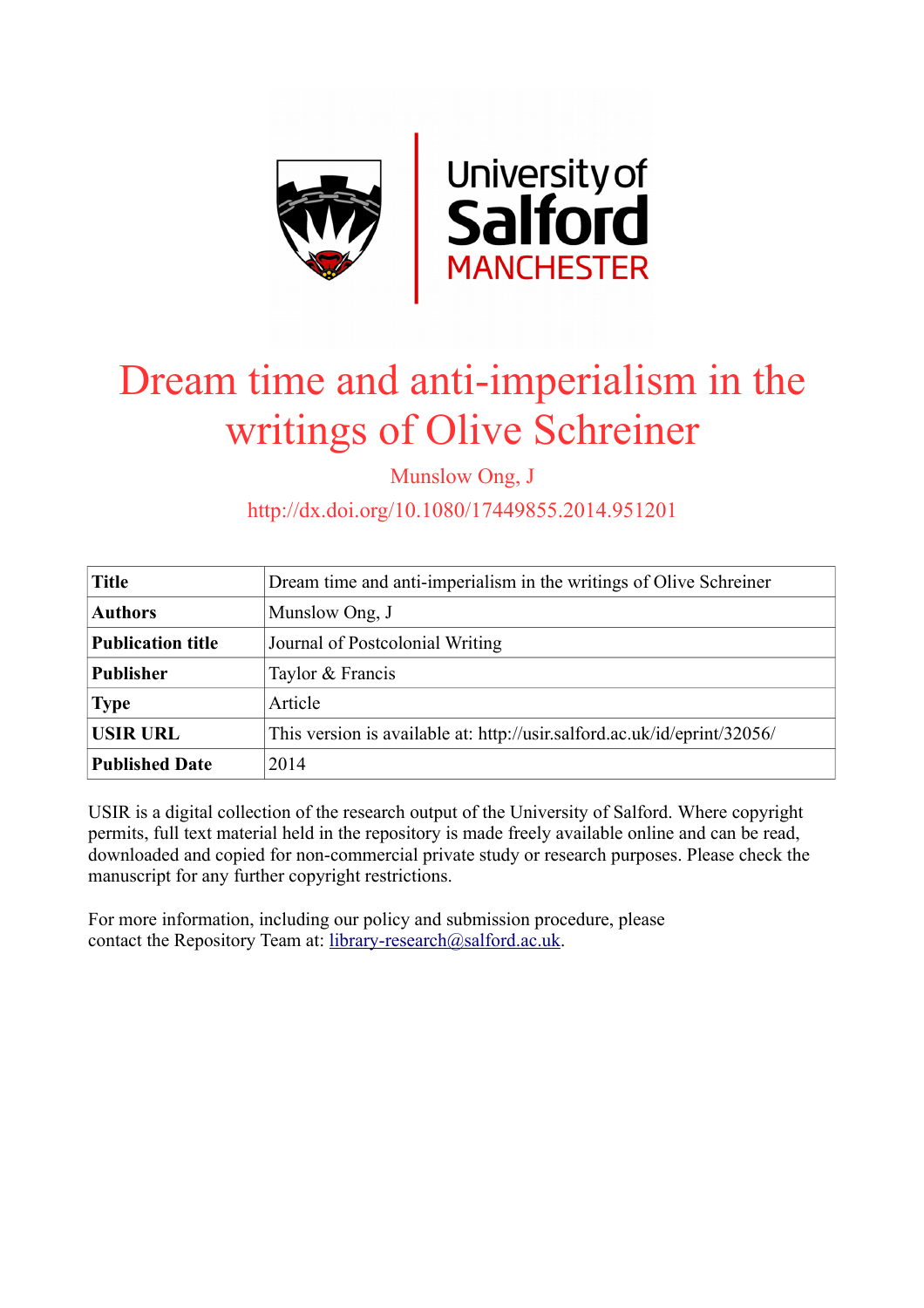# Dream time and anti-imperialism in the writings of Olive Schreiner

Munslow Ong, J

http://dx.doi.org/10.1080/17449855.2014.951201

| **Title** | Dream time and anti-imperialism in the writings of Olive Schreiner |
|---|---|
| **Authors** | Munslow Ong, J |
| **Publication title** | Journal of Postcolonial Writing |
| **Publisher** | Taylor & Francis |
| **Type** | Article |
| **USIR URL** | This version is available at: http://usir.salford.ac.uk/id/eprint/32056/ |
| **Published Date** | 2014 |

USIR is a digital collection of the research output of the University of Salford. Where copyright permits, full text material held in the repository is made freely available online and can be read, downloaded and copied for non-commercial private study or research purposes. Please check the manuscript for any further copyright restrictions.

For more information, including our policy and submission procedure, please contact the Repository Team at: library-research@salford.ac.uk.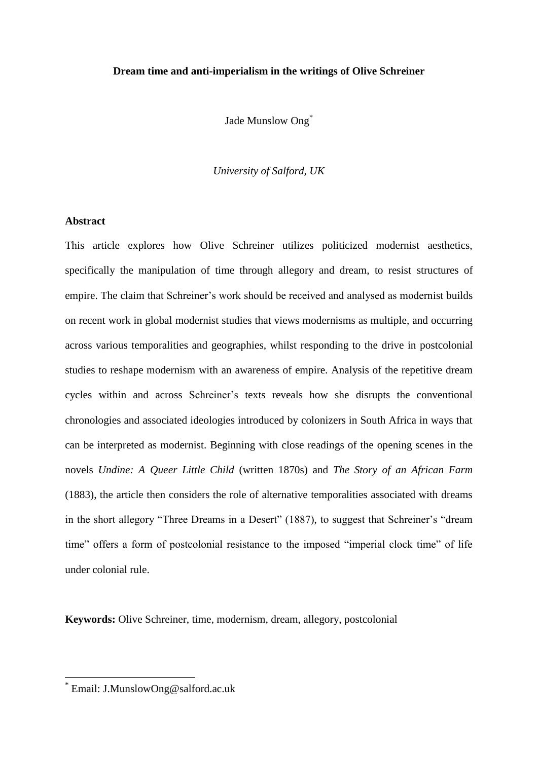**Dream time and anti-imperialism in the writings of Olive Schreiner**

Jade Munslow Ong[*]

*University of Salford, UK*

## Abstract

This article explores how Olive Schreiner utilizes politicized modernist aesthetics, specifically the manipulation of time through allegory and dream, to resist structures of empire. The claim that Schreiner's work should be received and analysed as modernist builds on recent work in global modernist studies that views modernisms as multiple, and occurring across various temporalities and geographies, whilst responding to the drive in postcolonial studies to reshape modernism with an awareness of empire. Analysis of the repetitive dream cycles within and across Schreiner's texts reveals how she disrupts the conventional chronologies and associated ideologies introduced by colonizers in South Africa in ways that can be interpreted as modernist. Beginning with close readings of the opening scenes in the novels *Undine: A Queer Little Child* (written 1870s) and *The Story of an African Farm* (1883), the article then considers the role of alternative temporalities associated with dreams in the short allegory "Three Dreams in a Desert" (1887), to suggest that Schreiner's "dream time" offers a form of postcolonial resistance to the imposed "imperial clock time" of life under colonial rule.

**Keywords:** Olive Schreiner, time, modernism, dream, allegory, postcolonial

[*] Email: J.MunslowOng@salford.ac.uk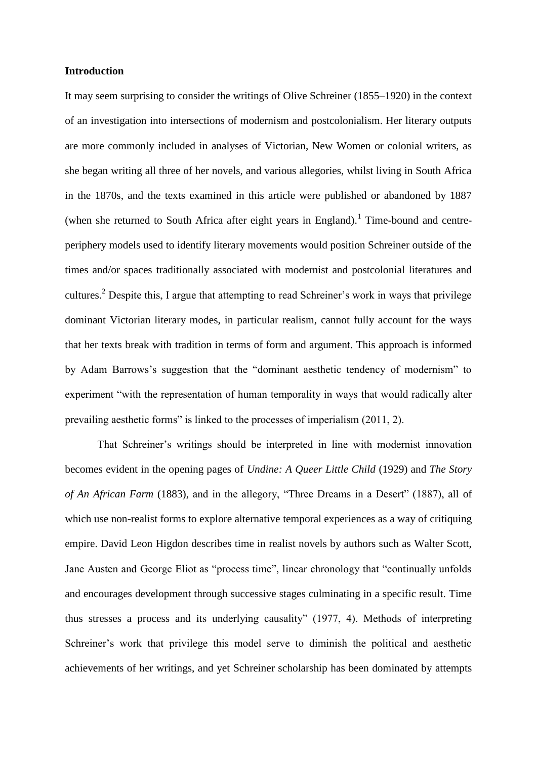## Introduction

It may seem surprising to consider the writings of Olive Schreiner (1855–1920) in the context of an investigation into intersections of modernism and postcolonialism. Her literary outputs are more commonly included in analyses of Victorian, New Women or colonial writers, as she began writing all three of her novels, and various allegories, whilst living in South Africa in the 1870s, and the texts examined in this article were published or abandoned by 1887 (when she returned to South Africa after eight years in England).[1] Time-bound and centre-periphery models used to identify literary movements would position Schreiner outside of the times and/or spaces traditionally associated with modernist and postcolonial literatures and cultures.[2] Despite this, I argue that attempting to read Schreiner's work in ways that privilege dominant Victorian literary modes, in particular realism, cannot fully account for the ways that her texts break with tradition in terms of form and argument. This approach is informed by Adam Barrows's suggestion that the "dominant aesthetic tendency of modernism" to experiment "with the representation of human temporality in ways that would radically alter prevailing aesthetic forms" is linked to the processes of imperialism (2011, 2).

That Schreiner's writings should be interpreted in line with modernist innovation becomes evident in the opening pages of *Undine: A Queer Little Child* (1929) and *The Story of An African Farm* (1883), and in the allegory, "Three Dreams in a Desert" (1887), all of which use non-realist forms to explore alternative temporal experiences as a way of critiquing empire. David Leon Higdon describes time in realist novels by authors such as Walter Scott, Jane Austen and George Eliot as "process time", linear chronology that "continually unfolds and encourages development through successive stages culminating in a specific result. Time thus stresses a process and its underlying causality" (1977, 4). Methods of interpreting Schreiner's work that privilege this model serve to diminish the political and aesthetic achievements of her writings, and yet Schreiner scholarship has been dominated by attempts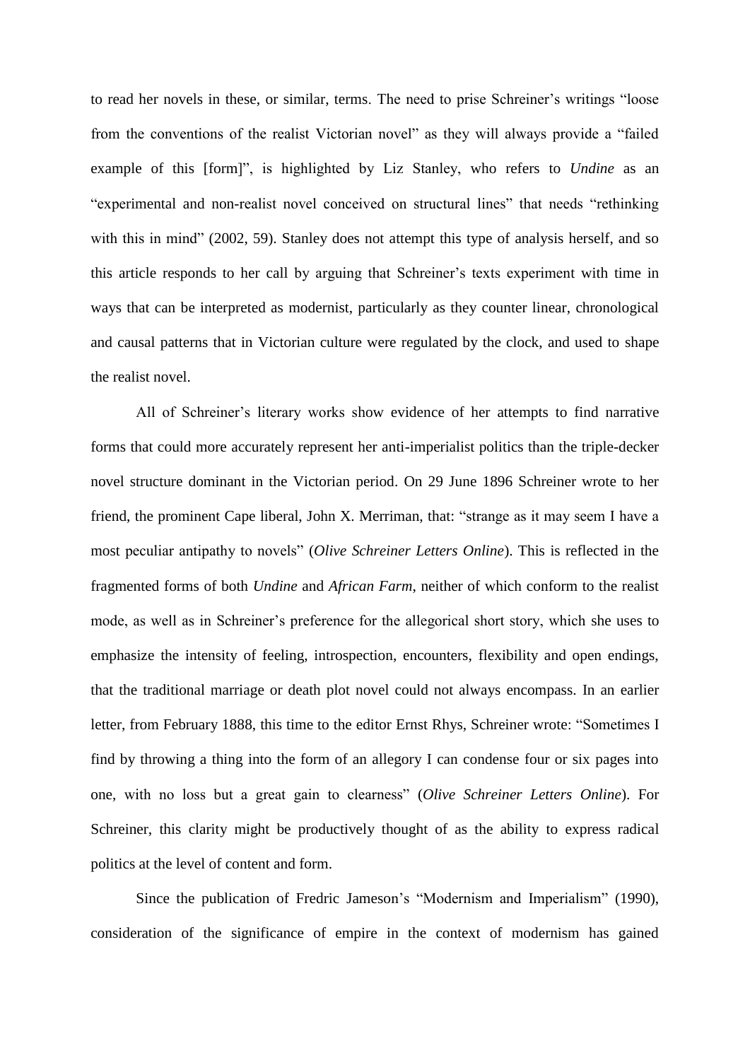to read her novels in these, or similar, terms. The need to prise Schreiner's writings "loose from the conventions of the realist Victorian novel" as they will always provide a "failed example of this [form]", is highlighted by Liz Stanley, who refers to *Undine* as an "experimental and non-realist novel conceived on structural lines" that needs "rethinking with this in mind" (2002, 59). Stanley does not attempt this type of analysis herself, and so this article responds to her call by arguing that Schreiner's texts experiment with time in ways that can be interpreted as modernist, particularly as they counter linear, chronological and causal patterns that in Victorian culture were regulated by the clock, and used to shape the realist novel.

All of Schreiner's literary works show evidence of her attempts to find narrative forms that could more accurately represent her anti-imperialist politics than the triple-decker novel structure dominant in the Victorian period. On 29 June 1896 Schreiner wrote to her friend, the prominent Cape liberal, John X. Merriman, that: "strange as it may seem I have a most peculiar antipathy to novels" (*Olive Schreiner Letters Online*). This is reflected in the fragmented forms of both *Undine* and *African Farm*, neither of which conform to the realist mode, as well as in Schreiner's preference for the allegorical short story, which she uses to emphasize the intensity of feeling, introspection, encounters, flexibility and open endings, that the traditional marriage or death plot novel could not always encompass. In an earlier letter, from February 1888, this time to the editor Ernst Rhys, Schreiner wrote: "Sometimes I find by throwing a thing into the form of an allegory I can condense four or six pages into one, with no loss but a great gain to clearness" (*Olive Schreiner Letters Online*). For Schreiner, this clarity might be productively thought of as the ability to express radical politics at the level of content and form.

Since the publication of Fredric Jameson's "Modernism and Imperialism" (1990), consideration of the significance of empire in the context of modernism has gained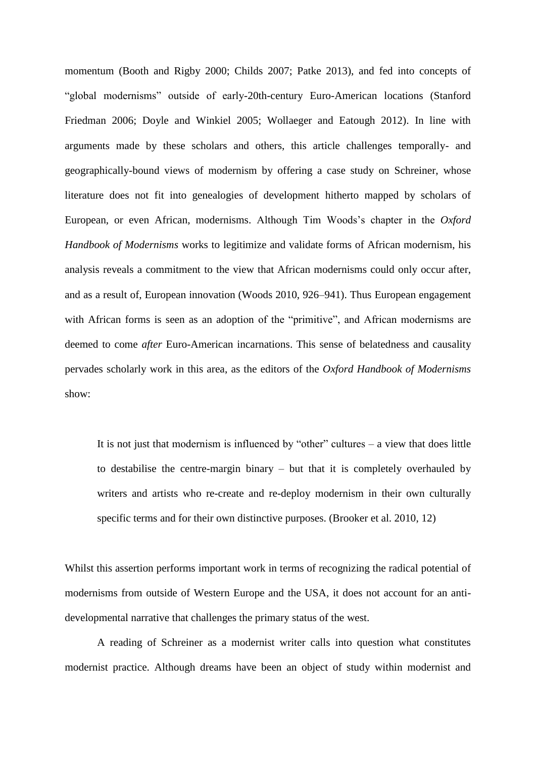momentum (Booth and Rigby 2000; Childs 2007; Patke 2013), and fed into concepts of "global modernisms" outside of early-20th-century Euro-American locations (Stanford Friedman 2006; Doyle and Winkiel 2005; Wollaeger and Eatough 2012). In line with arguments made by these scholars and others, this article challenges temporally- and geographically-bound views of modernism by offering a case study on Schreiner, whose literature does not fit into genealogies of development hitherto mapped by scholars of European, or even African, modernisms. Although Tim Woods's chapter in the *Oxford Handbook of Modernisms* works to legitimize and validate forms of African modernism, his analysis reveals a commitment to the view that African modernisms could only occur after, and as a result of, European innovation (Woods 2010, 926–941). Thus European engagement with African forms is seen as an adoption of the "primitive", and African modernisms are deemed to come *after* Euro-American incarnations. This sense of belatedness and causality pervades scholarly work in this area, as the editors of the *Oxford Handbook of Modernisms* show:

> It is not just that modernism is influenced by "other" cultures – a view that does little to destabilise the centre-margin binary – but that it is completely overhauled by writers and artists who re-create and re-deploy modernism in their own culturally specific terms and for their own distinctive purposes. (Brooker et al. 2010, 12)

Whilst this assertion performs important work in terms of recognizing the radical potential of modernisms from outside of Western Europe and the USA, it does not account for an anti-developmental narrative that challenges the primary status of the west.

A reading of Schreiner as a modernist writer calls into question what constitutes modernist practice. Although dreams have been an object of study within modernist and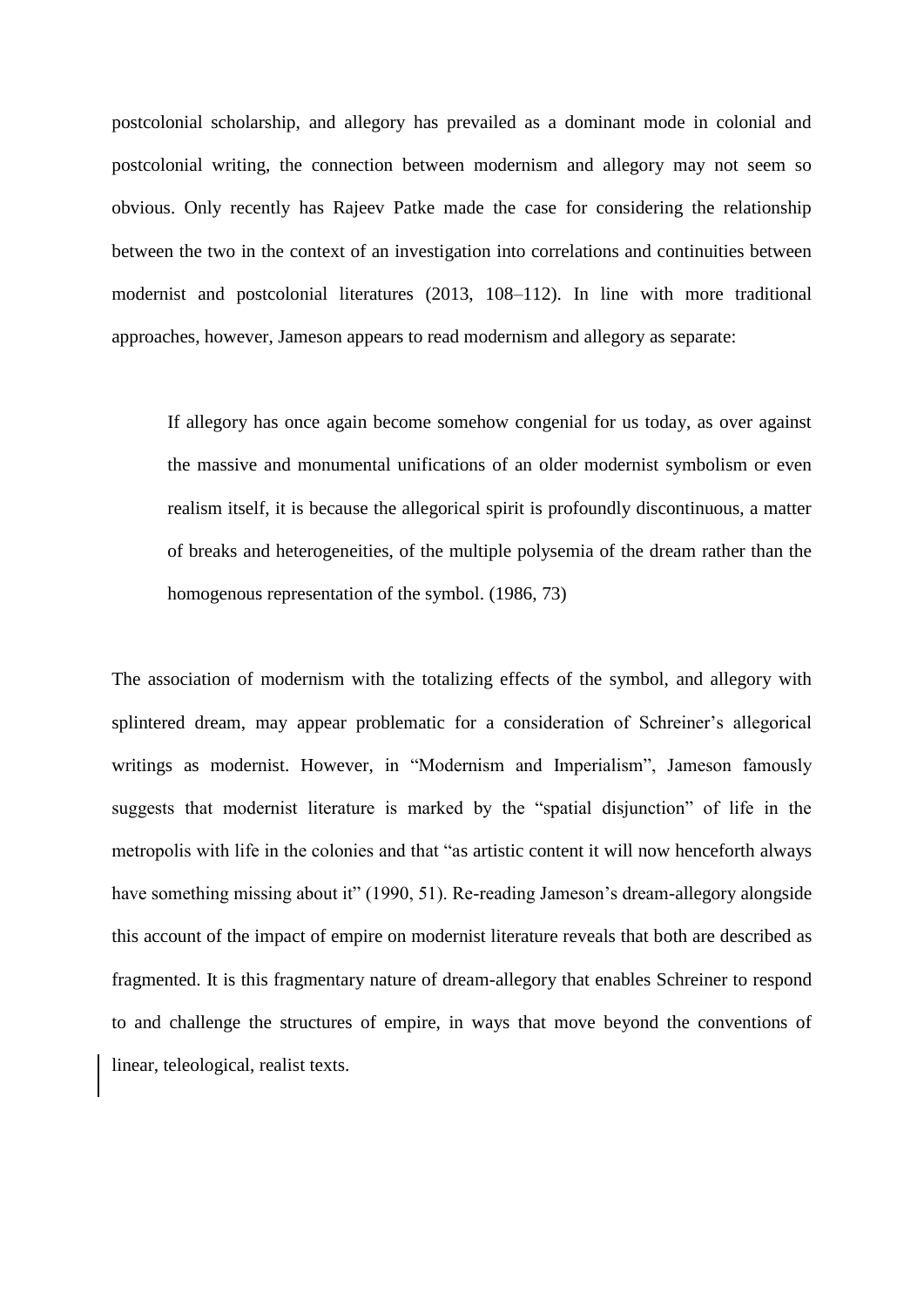postcolonial scholarship, and allegory has prevailed as a dominant mode in colonial and postcolonial writing, the connection between modernism and allegory may not seem so obvious. Only recently has Rajeev Patke made the case for considering the relationship between the two in the context of an investigation into correlations and continuities between modernist and postcolonial literatures (2013, 108–112). In line with more traditional approaches, however, Jameson appears to read modernism and allegory as separate:

> If allegory has once again become somehow congenial for us today, as over against the massive and monumental unifications of an older modernist symbolism or even realism itself, it is because the allegorical spirit is profoundly discontinuous, a matter of breaks and heterogeneities, of the multiple polysemia of the dream rather than the homogenous representation of the symbol. (1986, 73)

The association of modernism with the totalizing effects of the symbol, and allegory with splintered dream, may appear problematic for a consideration of Schreiner's allegorical writings as modernist. However, in "Modernism and Imperialism", Jameson famously suggests that modernist literature is marked by the "spatial disjunction" of life in the metropolis with life in the colonies and that "as artistic content it will now henceforth always have something missing about it" (1990, 51). Re-reading Jameson's dream-allegory alongside this account of the impact of empire on modernist literature reveals that both are described as fragmented. It is this fragmentary nature of dream-allegory that enables Schreiner to respond to and challenge the structures of empire, in ways that move beyond the conventions of linear, teleological, realist texts.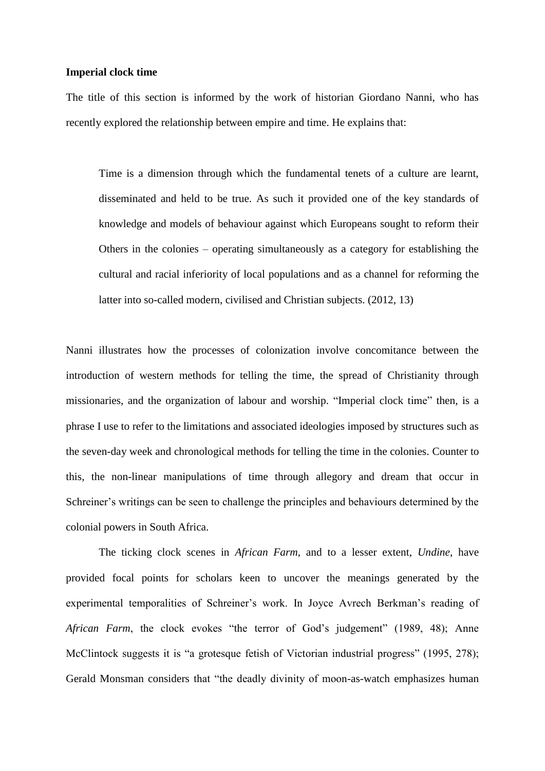**Imperial clock time**

The title of this section is informed by the work of historian Giordano Nanni, who has recently explored the relationship between empire and time. He explains that:

> Time is a dimension through which the fundamental tenets of a culture are learnt, disseminated and held to be true. As such it provided one of the key standards of knowledge and models of behaviour against which Europeans sought to reform their Others in the colonies – operating simultaneously as a category for establishing the cultural and racial inferiority of local populations and as a channel for reforming the latter into so-called modern, civilised and Christian subjects. (2012, 13)

Nanni illustrates how the processes of colonization involve concomitance between the introduction of western methods for telling the time, the spread of Christianity through missionaries, and the organization of labour and worship. "Imperial clock time" then, is a phrase I use to refer to the limitations and associated ideologies imposed by structures such as the seven-day week and chronological methods for telling the time in the colonies. Counter to this, the non-linear manipulations of time through allegory and dream that occur in Schreiner's writings can be seen to challenge the principles and behaviours determined by the colonial powers in South Africa.

The ticking clock scenes in *African Farm*, and to a lesser extent, *Undine*, have provided focal points for scholars keen to uncover the meanings generated by the experimental temporalities of Schreiner's work. In Joyce Avrech Berkman's reading of *African Farm*, the clock evokes "the terror of God's judgement" (1989, 48); Anne McClintock suggests it is "a grotesque fetish of Victorian industrial progress" (1995, 278); Gerald Monsman considers that "the deadly divinity of moon-as-watch emphasizes human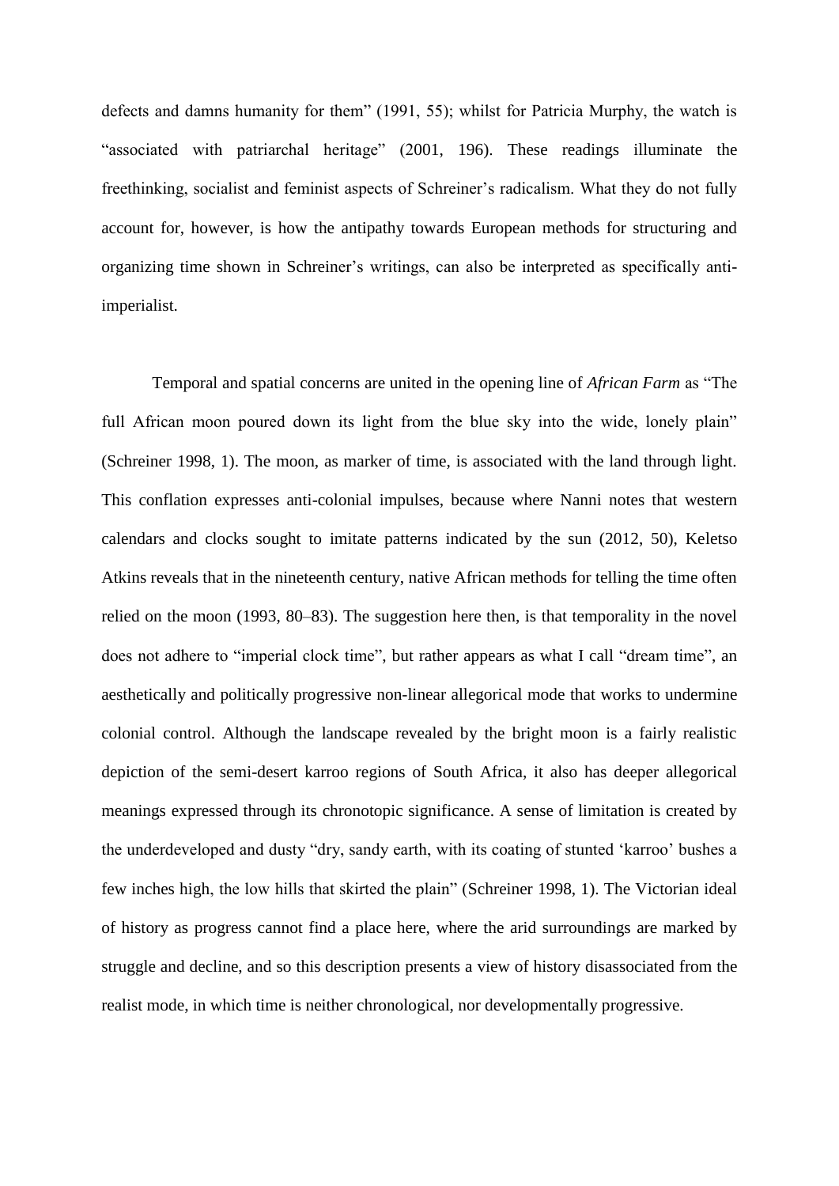defects and damns humanity for them" (1991, 55); whilst for Patricia Murphy, the watch is "associated with patriarchal heritage" (2001, 196). These readings illuminate the freethinking, socialist and feminist aspects of Schreiner's radicalism. What they do not fully account for, however, is how the antipathy towards European methods for structuring and organizing time shown in Schreiner's writings, can also be interpreted as specifically anti-imperialist.

Temporal and spatial concerns are united in the opening line of *African Farm* as "The full African moon poured down its light from the blue sky into the wide, lonely plain" (Schreiner 1998, 1). The moon, as marker of time, is associated with the land through light. This conflation expresses anti-colonial impulses, because where Nanni notes that western calendars and clocks sought to imitate patterns indicated by the sun (2012, 50), Keletso Atkins reveals that in the nineteenth century, native African methods for telling the time often relied on the moon (1993, 80–83). The suggestion here then, is that temporality in the novel does not adhere to "imperial clock time", but rather appears as what I call "dream time", an aesthetically and politically progressive non-linear allegorical mode that works to undermine colonial control. Although the landscape revealed by the bright moon is a fairly realistic depiction of the semi-desert karroo regions of South Africa, it also has deeper allegorical meanings expressed through its chronotopic significance. A sense of limitation is created by the underdeveloped and dusty "dry, sandy earth, with its coating of stunted 'karroo' bushes a few inches high, the low hills that skirted the plain" (Schreiner 1998, 1). The Victorian ideal of history as progress cannot find a place here, where the arid surroundings are marked by struggle and decline, and so this description presents a view of history disassociated from the realist mode, in which time is neither chronological, nor developmentally progressive.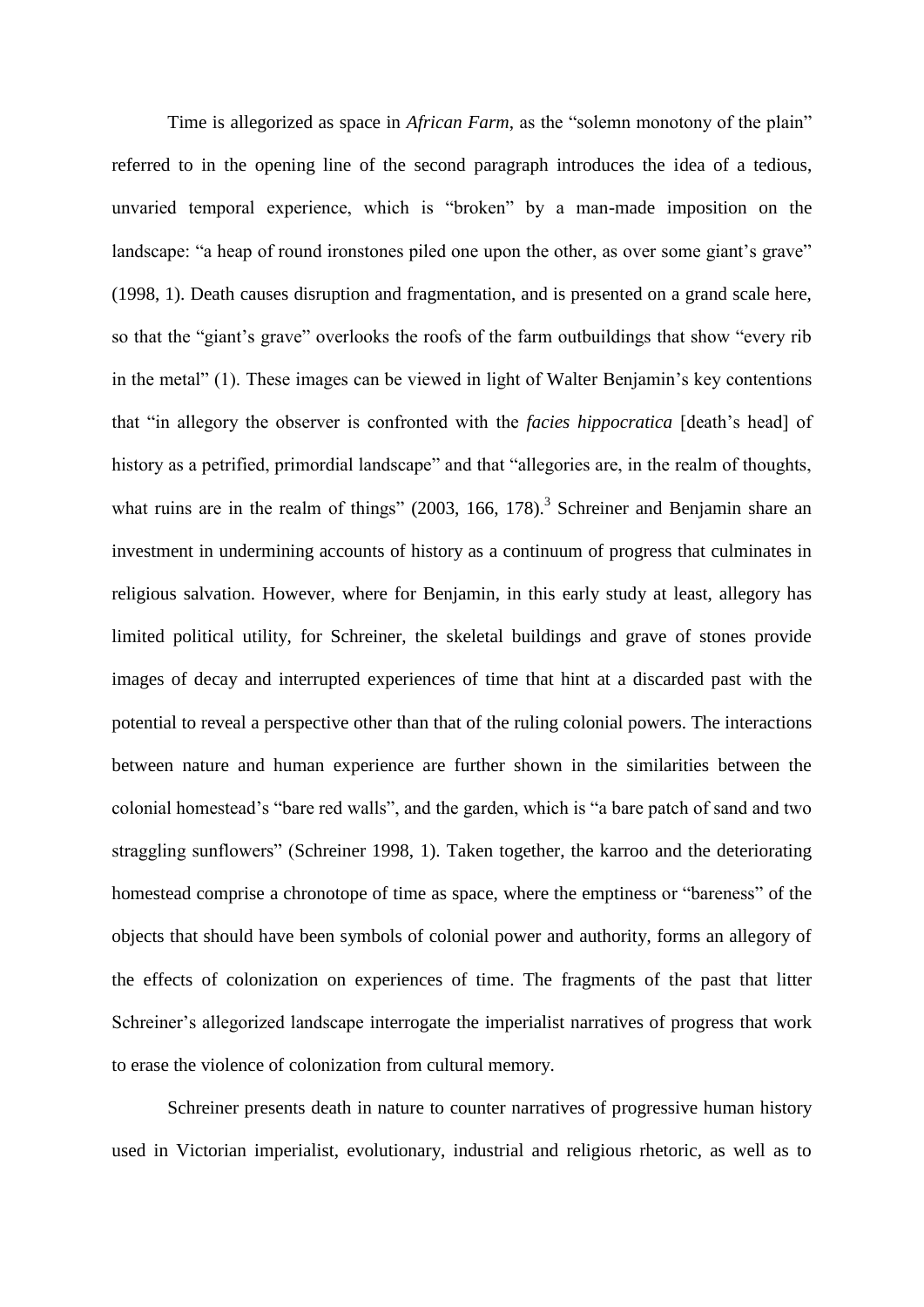Time is allegorized as space in *African Farm*, as the "solemn monotony of the plain" referred to in the opening line of the second paragraph introduces the idea of a tedious, unvaried temporal experience, which is "broken" by a man-made imposition on the landscape: "a heap of round ironstones piled one upon the other, as over some giant's grave" (1998, 1). Death causes disruption and fragmentation, and is presented on a grand scale here, so that the "giant's grave" overlooks the roofs of the farm outbuildings that show "every rib in the metal" (1). These images can be viewed in light of Walter Benjamin's key contentions that "in allegory the observer is confronted with the *facies hippocratica* [death's head] of history as a petrified, primordial landscape" and that "allegories are, in the realm of thoughts, what ruins are in the realm of things" (2003, 166, 178).[3] Schreiner and Benjamin share an investment in undermining accounts of history as a continuum of progress that culminates in religious salvation. However, where for Benjamin, in this early study at least, allegory has limited political utility, for Schreiner, the skeletal buildings and grave of stones provide images of decay and interrupted experiences of time that hint at a discarded past with the potential to reveal a perspective other than that of the ruling colonial powers. The interactions between nature and human experience are further shown in the similarities between the colonial homestead's "bare red walls", and the garden, which is "a bare patch of sand and two straggling sunflowers" (Schreiner 1998, 1). Taken together, the karroo and the deteriorating homestead comprise a chronotope of time as space, where the emptiness or "bareness" of the objects that should have been symbols of colonial power and authority, forms an allegory of the effects of colonization on experiences of time. The fragments of the past that litter Schreiner's allegorized landscape interrogate the imperialist narratives of progress that work to erase the violence of colonization from cultural memory.

Schreiner presents death in nature to counter narratives of progressive human history used in Victorian imperialist, evolutionary, industrial and religious rhetoric, as well as to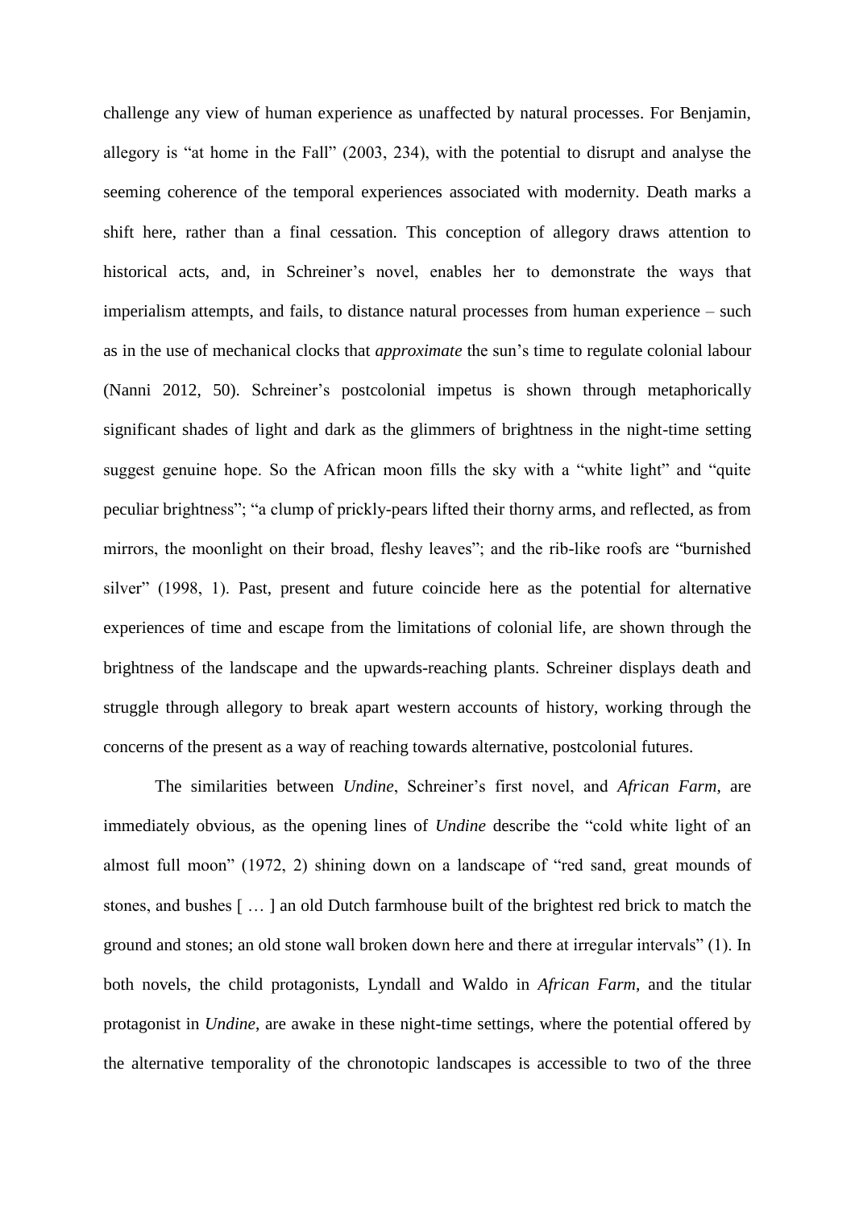challenge any view of human experience as unaffected by natural processes. For Benjamin, allegory is "at home in the Fall" (2003, 234), with the potential to disrupt and analyse the seeming coherence of the temporal experiences associated with modernity. Death marks a shift here, rather than a final cessation. This conception of allegory draws attention to historical acts, and, in Schreiner's novel, enables her to demonstrate the ways that imperialism attempts, and fails, to distance natural processes from human experience – such as in the use of mechanical clocks that *approximate* the sun's time to regulate colonial labour (Nanni 2012, 50). Schreiner's postcolonial impetus is shown through metaphorically significant shades of light and dark as the glimmers of brightness in the night-time setting suggest genuine hope. So the African moon fills the sky with a "white light" and "quite peculiar brightness"; "a clump of prickly-pears lifted their thorny arms, and reflected, as from mirrors, the moonlight on their broad, fleshy leaves"; and the rib-like roofs are "burnished silver" (1998, 1). Past, present and future coincide here as the potential for alternative experiences of time and escape from the limitations of colonial life, are shown through the brightness of the landscape and the upwards-reaching plants. Schreiner displays death and struggle through allegory to break apart western accounts of history, working through the concerns of the present as a way of reaching towards alternative, postcolonial futures.

The similarities between *Undine*, Schreiner's first novel, and *African Farm*, are immediately obvious, as the opening lines of *Undine* describe the "cold white light of an almost full moon" (1972, 2) shining down on a landscape of "red sand, great mounds of stones, and bushes [ … ] an old Dutch farmhouse built of the brightest red brick to match the ground and stones; an old stone wall broken down here and there at irregular intervals" (1). In both novels, the child protagonists, Lyndall and Waldo in *African Farm*, and the titular protagonist in *Undine*, are awake in these night-time settings, where the potential offered by the alternative temporality of the chronotopic landscapes is accessible to two of the three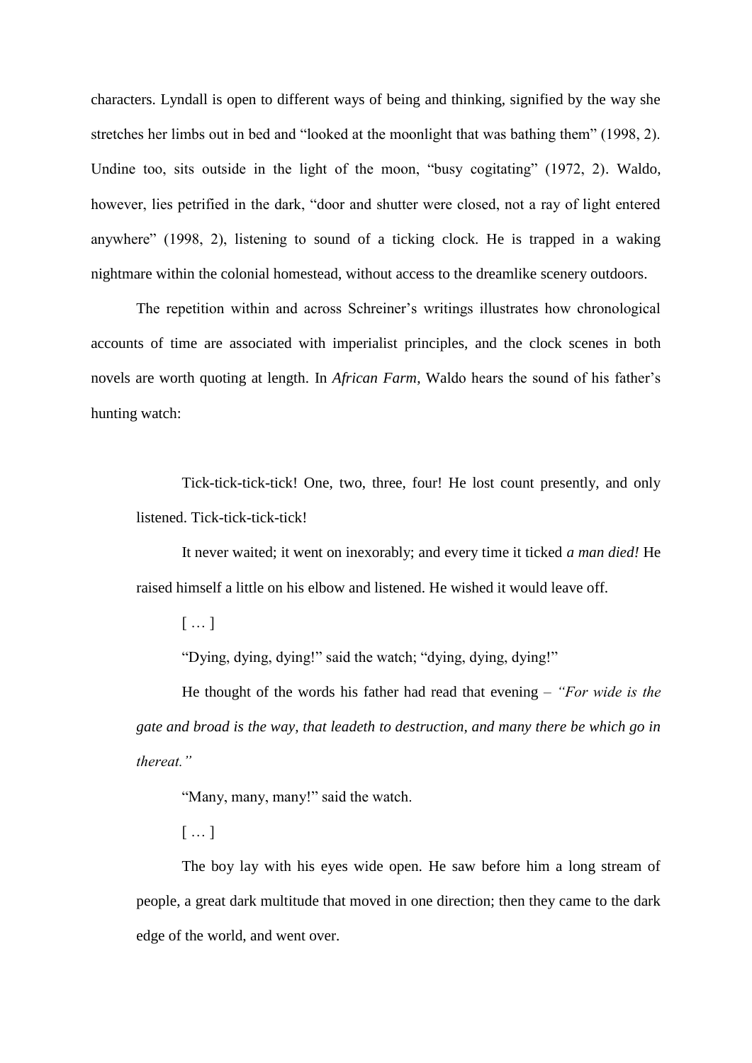characters. Lyndall is open to different ways of being and thinking, signified by the way she stretches her limbs out in bed and "looked at the moonlight that was bathing them" (1998, 2). Undine too, sits outside in the light of the moon, "busy cogitating" (1972, 2). Waldo, however, lies petrified in the dark, "door and shutter were closed, not a ray of light entered anywhere" (1998, 2), listening to sound of a ticking clock. He is trapped in a waking nightmare within the colonial homestead, without access to the dreamlike scenery outdoors.

The repetition within and across Schreiner's writings illustrates how chronological accounts of time are associated with imperialist principles, and the clock scenes in both novels are worth quoting at length. In *African Farm*, Waldo hears the sound of his father's hunting watch:

> Tick-tick-tick-tick! One, two, three, four! He lost count presently, and only listened. Tick-tick-tick-tick!
>
> It never waited; it went on inexorably; and every time it ticked *a man died!* He raised himself a little on his elbow and listened. He wished it would leave off.
>
> [ … ]
>
> "Dying, dying, dying!" said the watch; "dying, dying, dying!"
>
> He thought of the words his father had read that evening – *"For wide is the gate and broad is the way, that leadeth to destruction, and many there be which go in thereat."*
>
> "Many, many, many!" said the watch.
>
> [ … ]
>
> The boy lay with his eyes wide open. He saw before him a long stream of people, a great dark multitude that moved in one direction; then they came to the dark edge of the world, and went over.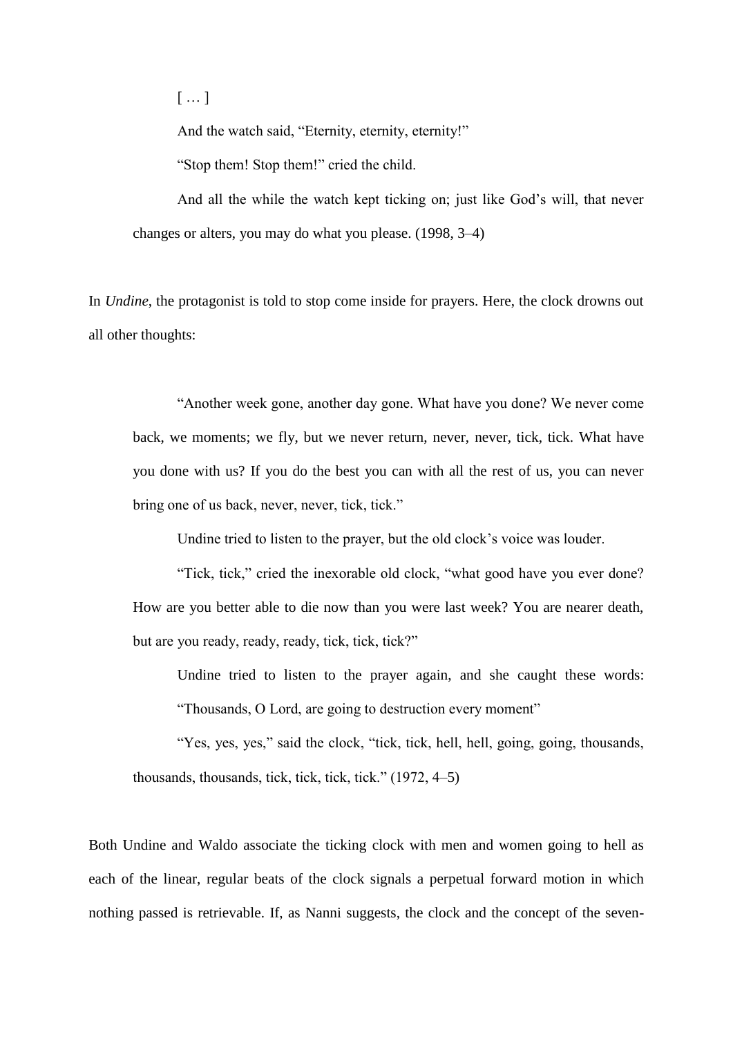> [ … ]
>
> And the watch said, "Eternity, eternity, eternity!"
>
> "Stop them! Stop them!" cried the child.
>
> And all the while the watch kept ticking on; just like God's will, that never changes or alters, you may do what you please. (1998, 3–4)

In *Undine*, the protagonist is told to stop come inside for prayers. Here, the clock drowns out all other thoughts:

> "Another week gone, another day gone. What have you done? We never come back, we moments; we fly, but we never return, never, never, tick, tick. What have you done with us? If you do the best you can with all the rest of us, you can never bring one of us back, never, never, tick, tick."
>
> Undine tried to listen to the prayer, but the old clock's voice was louder.
>
> "Tick, tick," cried the inexorable old clock, "what good have you ever done? How are you better able to die now than you were last week? You are nearer death, but are you ready, ready, ready, tick, tick, tick?"
>
> Undine tried to listen to the prayer again, and she caught these words: "Thousands, O Lord, are going to destruction every moment"
>
> "Yes, yes, yes," said the clock, "tick, tick, hell, hell, going, going, thousands, thousands, thousands, tick, tick, tick, tick." (1972, 4–5)

Both Undine and Waldo associate the ticking clock with men and women going to hell as each of the linear, regular beats of the clock signals a perpetual forward motion in which nothing passed is retrievable. If, as Nanni suggests, the clock and the concept of the seven-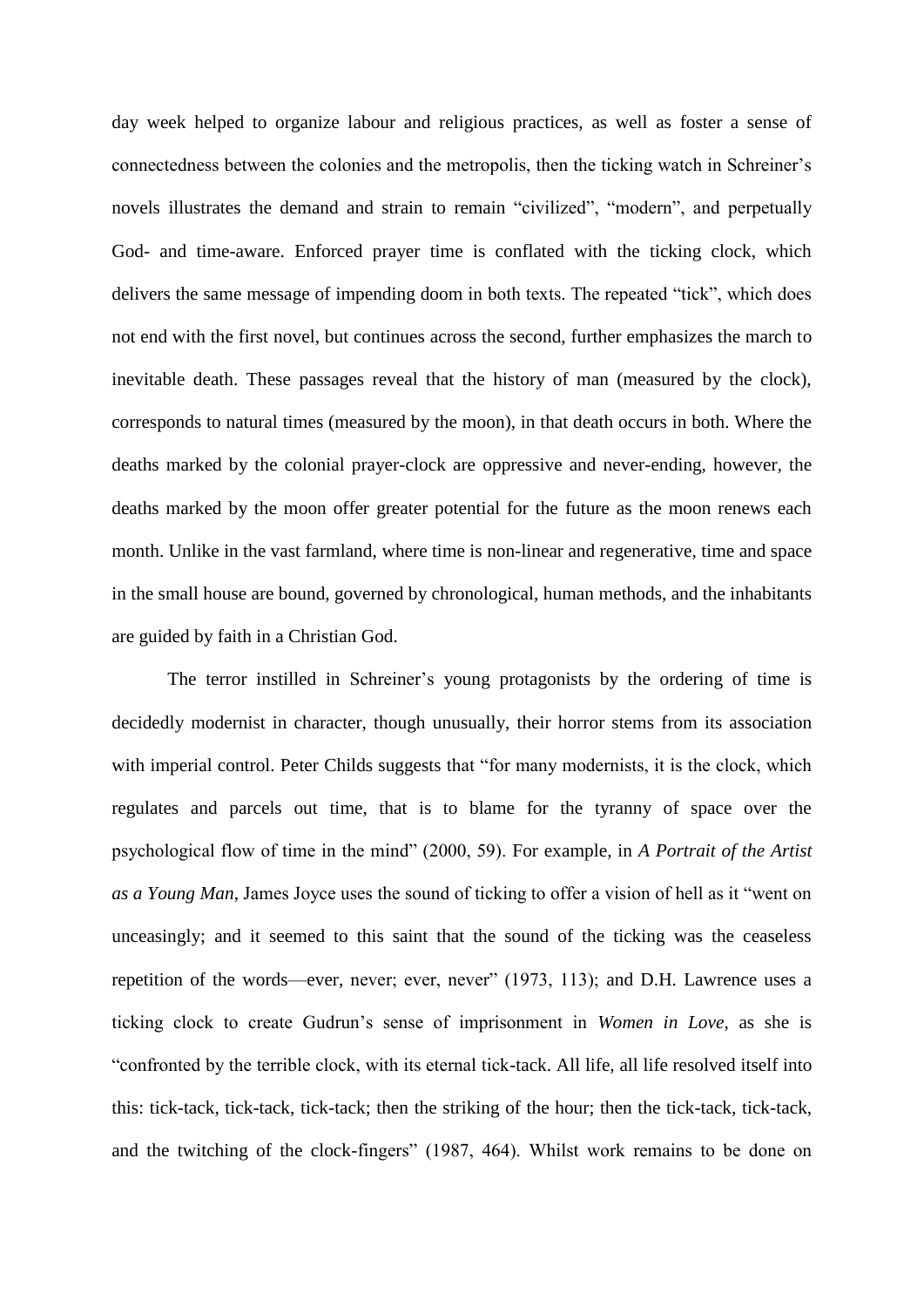day week helped to organize labour and religious practices, as well as foster a sense of connectedness between the colonies and the metropolis, then the ticking watch in Schreiner's novels illustrates the demand and strain to remain "civilized", "modern", and perpetually God- and time-aware. Enforced prayer time is conflated with the ticking clock, which delivers the same message of impending doom in both texts. The repeated "tick", which does not end with the first novel, but continues across the second, further emphasizes the march to inevitable death. These passages reveal that the history of man (measured by the clock), corresponds to natural times (measured by the moon), in that death occurs in both. Where the deaths marked by the colonial prayer-clock are oppressive and never-ending, however, the deaths marked by the moon offer greater potential for the future as the moon renews each month. Unlike in the vast farmland, where time is non-linear and regenerative, time and space in the small house are bound, governed by chronological, human methods, and the inhabitants are guided by faith in a Christian God.

The terror instilled in Schreiner's young protagonists by the ordering of time is decidedly modernist in character, though unusually, their horror stems from its association with imperial control. Peter Childs suggests that "for many modernists, it is the clock, which regulates and parcels out time, that is to blame for the tyranny of space over the psychological flow of time in the mind" (2000, 59). For example, in *A Portrait of the Artist as a Young Man*, James Joyce uses the sound of ticking to offer a vision of hell as it "went on unceasingly; and it seemed to this saint that the sound of the ticking was the ceaseless repetition of the words—ever, never; ever, never" (1973, 113); and D.H. Lawrence uses a ticking clock to create Gudrun's sense of imprisonment in *Women in Love*, as she is "confronted by the terrible clock, with its eternal tick-tack. All life, all life resolved itself into this: tick-tack, tick-tack, tick-tack; then the striking of the hour; then the tick-tack, tick-tack, and the twitching of the clock-fingers" (1987, 464). Whilst work remains to be done on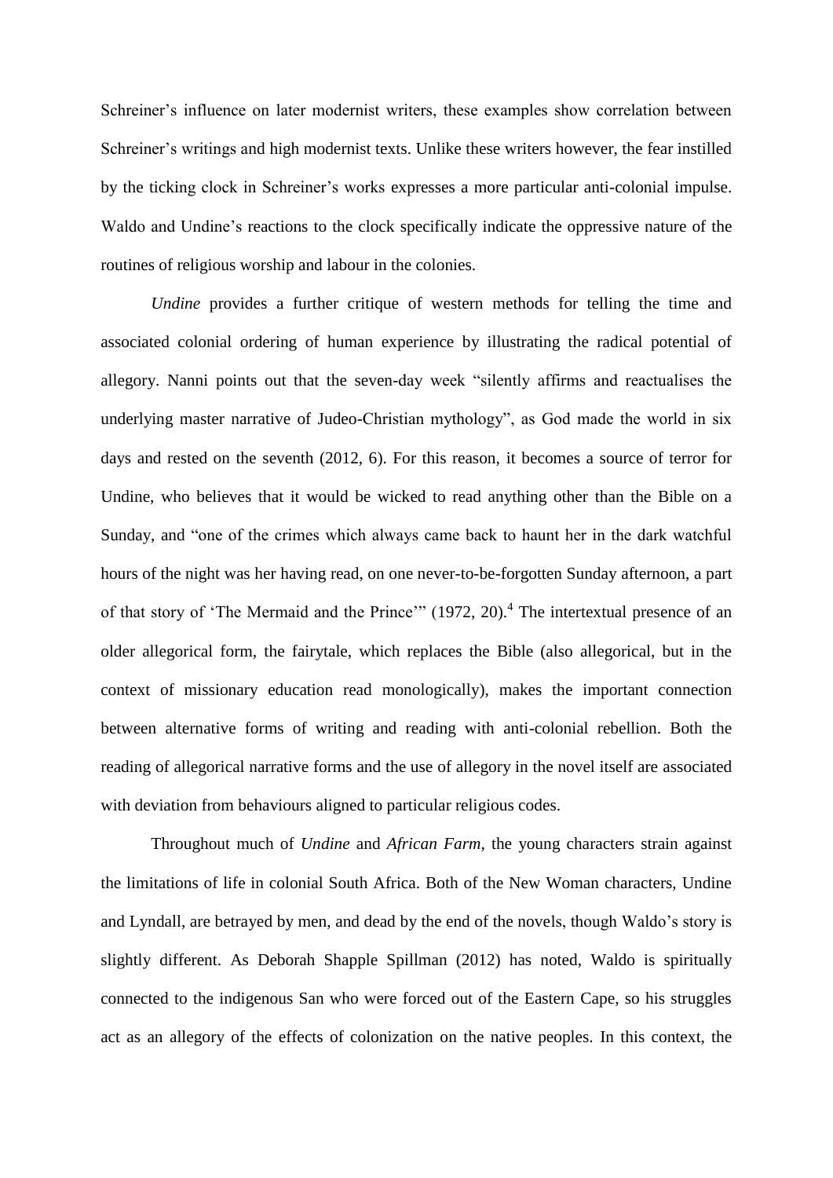Schreiner's influence on later modernist writers, these examples show correlation between Schreiner's writings and high modernist texts. Unlike these writers however, the fear instilled by the ticking clock in Schreiner's works expresses a more particular anti-colonial impulse. Waldo and Undine's reactions to the clock specifically indicate the oppressive nature of the routines of religious worship and labour in the colonies.

*Undine* provides a further critique of western methods for telling the time and associated colonial ordering of human experience by illustrating the radical potential of allegory. Nanni points out that the seven-day week "silently affirms and reactualises the underlying master narrative of Judeo-Christian mythology", as God made the world in six days and rested on the seventh (2012, 6). For this reason, it becomes a source of terror for Undine, who believes that it would be wicked to read anything other than the Bible on a Sunday, and "one of the crimes which always came back to haunt her in the dark watchful hours of the night was her having read, on one never-to-be-forgotten Sunday afternoon, a part of that story of 'The Mermaid and the Prince'" (1972, 20).[4] The intertextual presence of an older allegorical form, the fairytale, which replaces the Bible (also allegorical, but in the context of missionary education read monologically), makes the important connection between alternative forms of writing and reading with anti-colonial rebellion. Both the reading of allegorical narrative forms and the use of allegory in the novel itself are associated with deviation from behaviours aligned to particular religious codes.

Throughout much of *Undine* and *African Farm*, the young characters strain against the limitations of life in colonial South Africa. Both of the New Woman characters, Undine and Lyndall, are betrayed by men, and dead by the end of the novels, though Waldo's story is slightly different. As Deborah Shapple Spillman (2012) has noted, Waldo is spiritually connected to the indigenous San who were forced out of the Eastern Cape, so his struggles act as an allegory of the effects of colonization on the native peoples. In this context, the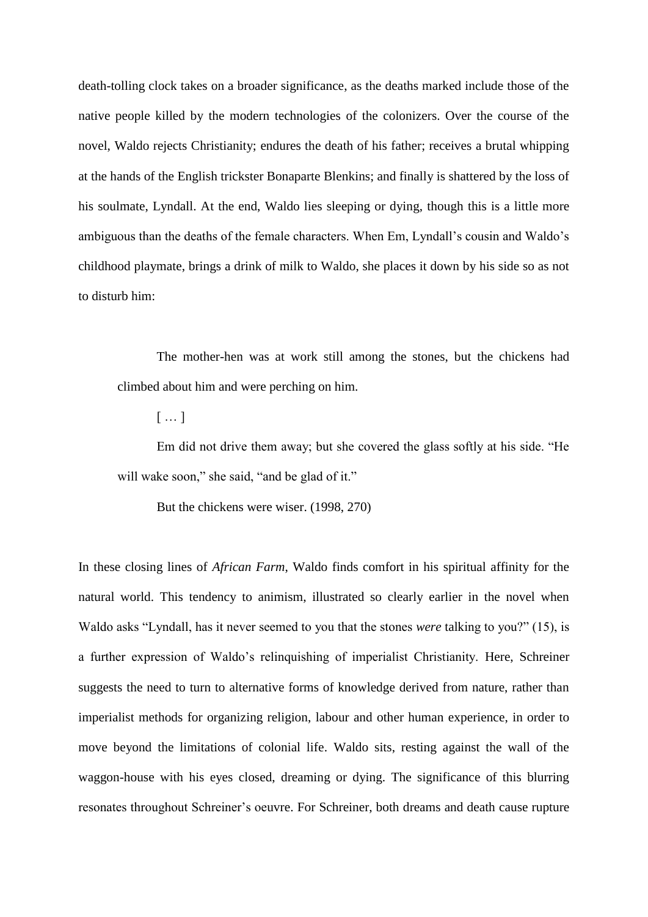death-tolling clock takes on a broader significance, as the deaths marked include those of the native people killed by the modern technologies of the colonizers. Over the course of the novel, Waldo rejects Christianity; endures the death of his father; receives a brutal whipping at the hands of the English trickster Bonaparte Blenkins; and finally is shattered by the loss of his soulmate, Lyndall. At the end, Waldo lies sleeping or dying, though this is a little more ambiguous than the deaths of the female characters. When Em, Lyndall's cousin and Waldo's childhood playmate, brings a drink of milk to Waldo, she places it down by his side so as not to disturb him:

> The mother-hen was at work still among the stones, but the chickens had climbed about him and were perching on him.
>
> [ … ]
>
> Em did not drive them away; but she covered the glass softly at his side. "He will wake soon," she said, "and be glad of it."
>
> But the chickens were wiser. (1998, 270)

In these closing lines of *African Farm,* Waldo finds comfort in his spiritual affinity for the natural world. This tendency to animism, illustrated so clearly earlier in the novel when Waldo asks "Lyndall, has it never seemed to you that the stones *were* talking to you?" (15), is a further expression of Waldo's relinquishing of imperialist Christianity. Here, Schreiner suggests the need to turn to alternative forms of knowledge derived from nature, rather than imperialist methods for organizing religion, labour and other human experience, in order to move beyond the limitations of colonial life. Waldo sits, resting against the wall of the waggon-house with his eyes closed, dreaming or dying. The significance of this blurring resonates throughout Schreiner's oeuvre. For Schreiner, both dreams and death cause rupture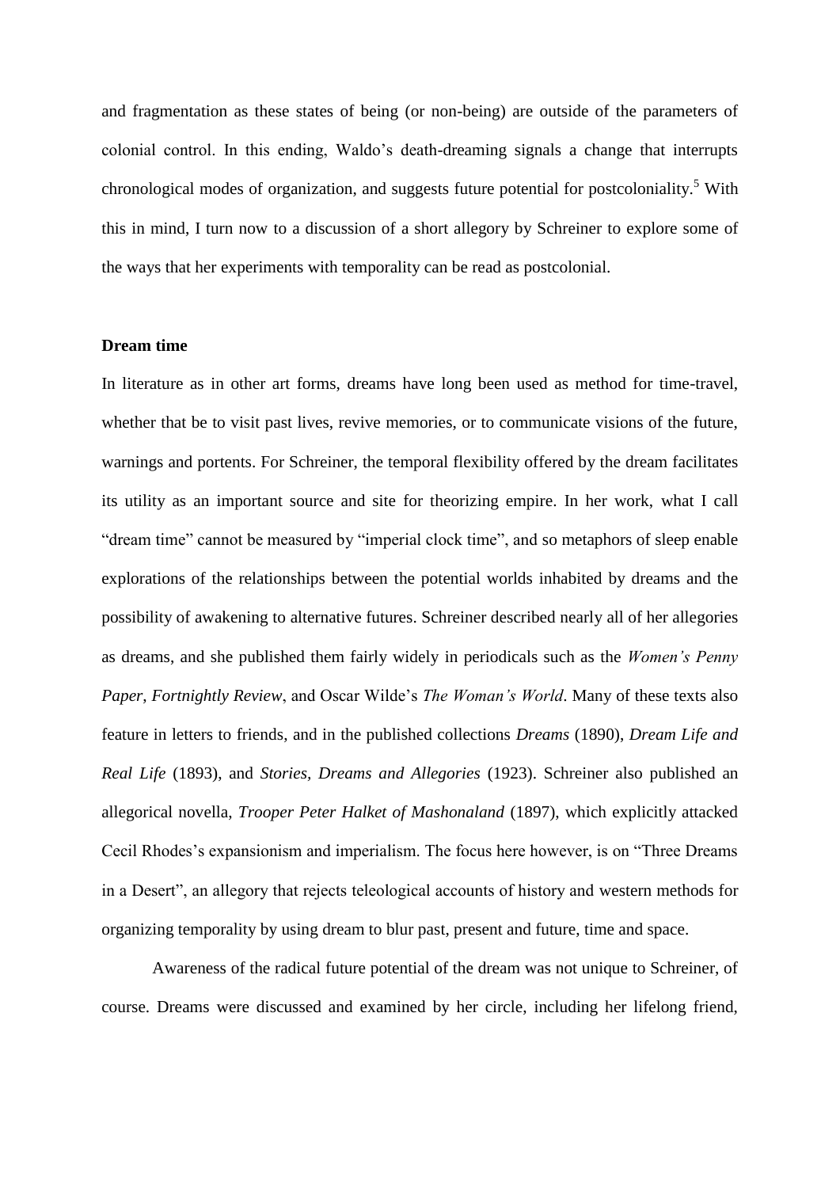and fragmentation as these states of being (or non-being) are outside of the parameters of colonial control. In this ending, Waldo's death-dreaming signals a change that interrupts chronological modes of organization, and suggests future potential for postcoloniality.[5] With this in mind, I turn now to a discussion of a short allegory by Schreiner to explore some of the ways that her experiments with temporality can be read as postcolonial.

**Dream time**

In literature as in other art forms, dreams have long been used as method for time-travel, whether that be to visit past lives, revive memories, or to communicate visions of the future, warnings and portents. For Schreiner, the temporal flexibility offered by the dream facilitates its utility as an important source and site for theorizing empire. In her work, what I call "dream time" cannot be measured by "imperial clock time", and so metaphors of sleep enable explorations of the relationships between the potential worlds inhabited by dreams and the possibility of awakening to alternative futures. Schreiner described nearly all of her allegories as dreams, and she published them fairly widely in periodicals such as the *Women's Penny Paper*, *Fortnightly Review*, and Oscar Wilde's *The Woman's World*. Many of these texts also feature in letters to friends, and in the published collections *Dreams* (1890), *Dream Life and Real Life* (1893), and *Stories, Dreams and Allegories* (1923). Schreiner also published an allegorical novella, *Trooper Peter Halket of Mashonaland* (1897), which explicitly attacked Cecil Rhodes's expansionism and imperialism. The focus here however, is on "Three Dreams in a Desert", an allegory that rejects teleological accounts of history and western methods for organizing temporality by using dream to blur past, present and future, time and space.

Awareness of the radical future potential of the dream was not unique to Schreiner, of course. Dreams were discussed and examined by her circle, including her lifelong friend,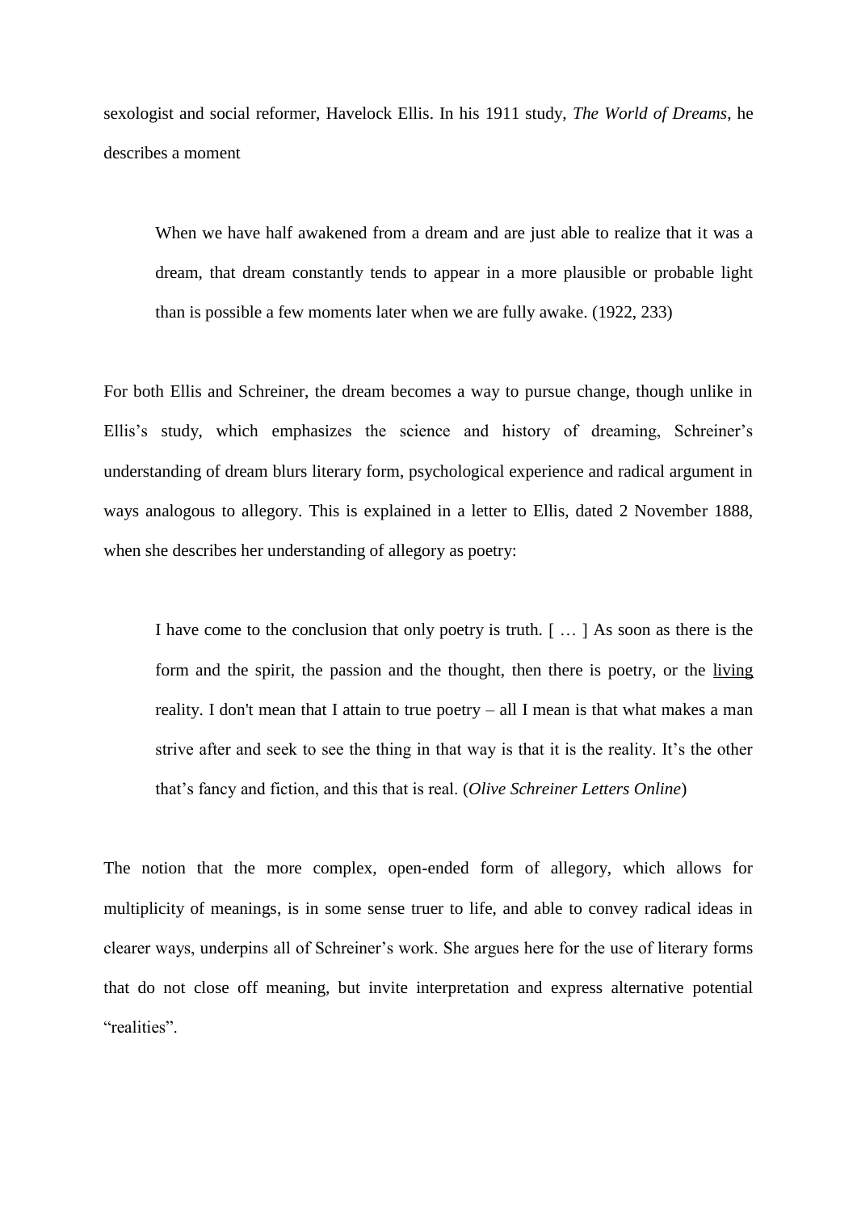sexologist and social reformer, Havelock Ellis. In his 1911 study, *The World of Dreams*, he describes a moment

> When we have half awakened from a dream and are just able to realize that it was a dream, that dream constantly tends to appear in a more plausible or probable light than is possible a few moments later when we are fully awake. (1922, 233)

For both Ellis and Schreiner, the dream becomes a way to pursue change, though unlike in Ellis's study, which emphasizes the science and history of dreaming, Schreiner's understanding of dream blurs literary form, psychological experience and radical argument in ways analogous to allegory. This is explained in a letter to Ellis, dated 2 November 1888, when she describes her understanding of allegory as poetry:

> I have come to the conclusion that only poetry is truth. [ … ] As soon as there is the form and the spirit, the passion and the thought, then there is poetry, or the <u>living</u> reality. I don't mean that I attain to true poetry – all I mean is that what makes a man strive after and seek to see the thing in that way is that it is the reality. It's the other that's fancy and fiction, and this that is real. (*Olive Schreiner Letters Online*)

The notion that the more complex, open-ended form of allegory, which allows for multiplicity of meanings, is in some sense truer to life, and able to convey radical ideas in clearer ways, underpins all of Schreiner's work. She argues here for the use of literary forms that do not close off meaning, but invite interpretation and express alternative potential "realities".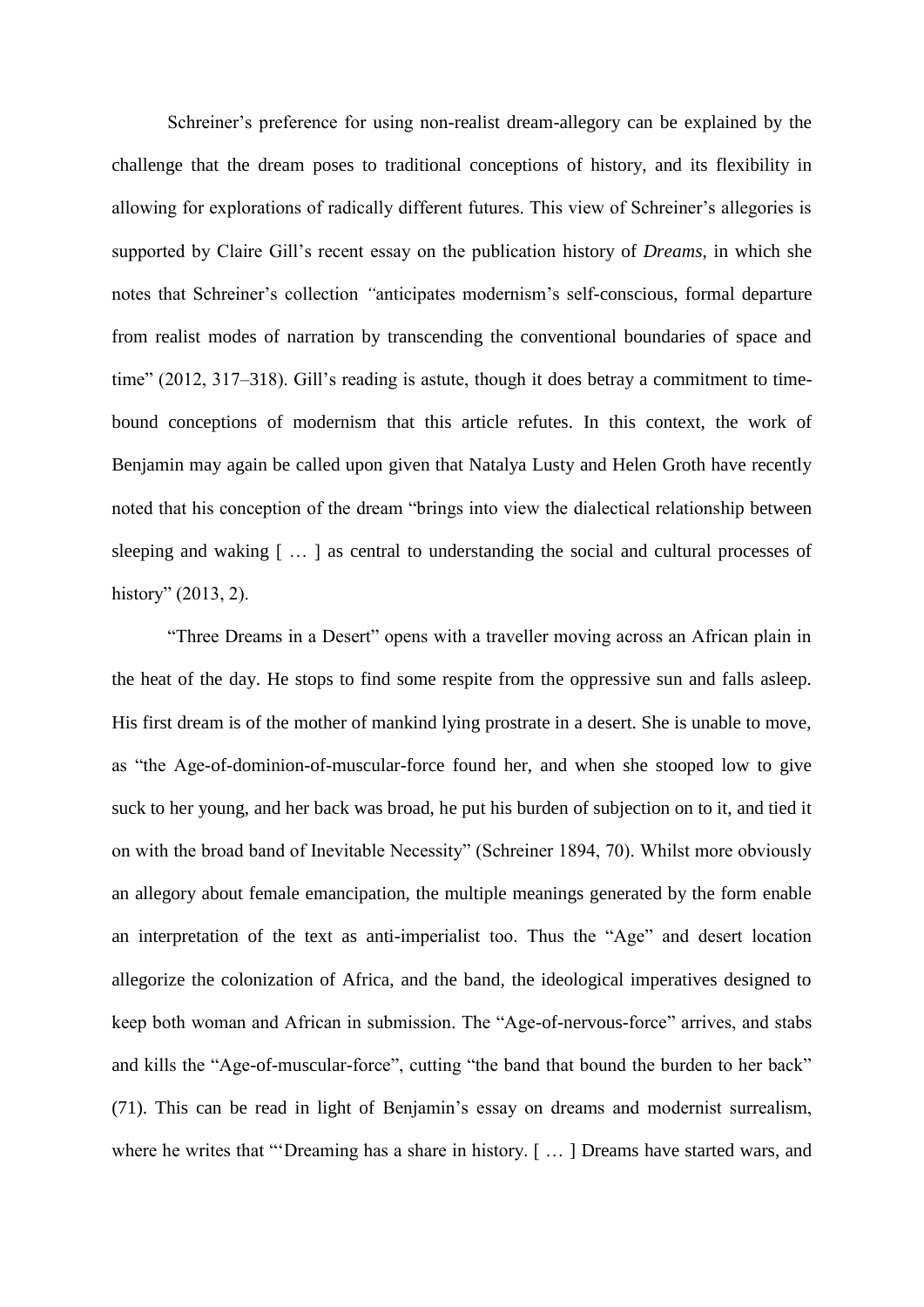Schreiner's preference for using non-realist dream-allegory can be explained by the challenge that the dream poses to traditional conceptions of history, and its flexibility in allowing for explorations of radically different futures. This view of Schreiner's allegories is supported by Claire Gill's recent essay on the publication history of *Dreams*, in which she notes that Schreiner's collection *"*anticipates modernism's self-conscious, formal departure from realist modes of narration by transcending the conventional boundaries of space and time" (2012, 317–318). Gill's reading is astute, though it does betray a commitment to time-bound conceptions of modernism that this article refutes. In this context, the work of Benjamin may again be called upon given that Natalya Lusty and Helen Groth have recently noted that his conception of the dream "brings into view the dialectical relationship between sleeping and waking [ … ] as central to understanding the social and cultural processes of history" (2013, 2).

"Three Dreams in a Desert" opens with a traveller moving across an African plain in the heat of the day. He stops to find some respite from the oppressive sun and falls asleep. His first dream is of the mother of mankind lying prostrate in a desert. She is unable to move, as "the Age-of-dominion-of-muscular-force found her, and when she stooped low to give suck to her young, and her back was broad, he put his burden of subjection on to it, and tied it on with the broad band of Inevitable Necessity" (Schreiner 1894, 70). Whilst more obviously an allegory about female emancipation, the multiple meanings generated by the form enable an interpretation of the text as anti-imperialist too. Thus the "Age" and desert location allegorize the colonization of Africa, and the band, the ideological imperatives designed to keep both woman and African in submission. The "Age-of-nervous-force" arrives, and stabs and kills the "Age-of-muscular-force", cutting "the band that bound the burden to her back" (71). This can be read in light of Benjamin's essay on dreams and modernist surrealism, where he writes that "'Dreaming has a share in history. [ … ] Dreams have started wars, and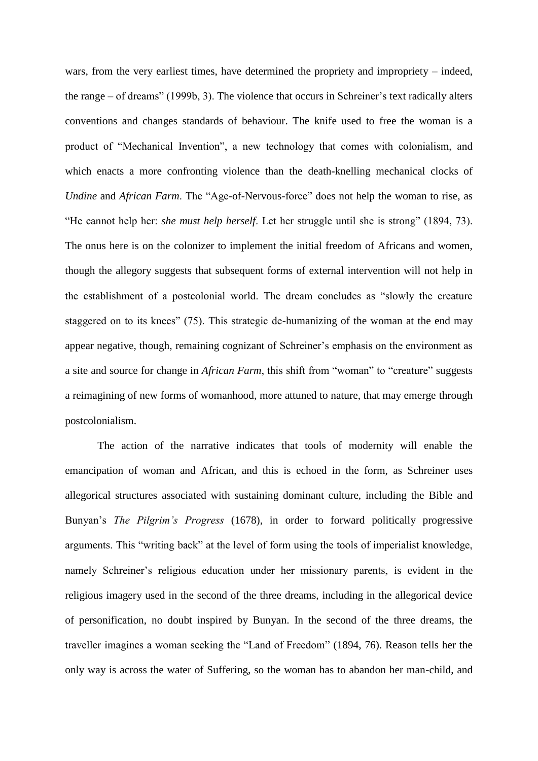wars, from the very earliest times, have determined the propriety and impropriety – indeed, the range – of dreams" (1999b, 3). The violence that occurs in Schreiner's text radically alters conventions and changes standards of behaviour. The knife used to free the woman is a product of "Mechanical Invention", a new technology that comes with colonialism, and which enacts a more confronting violence than the death-knelling mechanical clocks of *Undine* and *African Farm*. The "Age-of-Nervous-force" does not help the woman to rise, as "He cannot help her: *she must help herself*. Let her struggle until she is strong" (1894, 73). The onus here is on the colonizer to implement the initial freedom of Africans and women, though the allegory suggests that subsequent forms of external intervention will not help in the establishment of a postcolonial world. The dream concludes as "slowly the creature staggered on to its knees" (75). This strategic de-humanizing of the woman at the end may appear negative, though, remaining cognizant of Schreiner's emphasis on the environment as a site and source for change in *African Farm*, this shift from "woman" to "creature" suggests a reimagining of new forms of womanhood, more attuned to nature, that may emerge through postcolonialism.

The action of the narrative indicates that tools of modernity will enable the emancipation of woman and African, and this is echoed in the form, as Schreiner uses allegorical structures associated with sustaining dominant culture, including the Bible and Bunyan's *The Pilgrim's Progress* (1678), in order to forward politically progressive arguments. This "writing back" at the level of form using the tools of imperialist knowledge, namely Schreiner's religious education under her missionary parents, is evident in the religious imagery used in the second of the three dreams, including in the allegorical device of personification, no doubt inspired by Bunyan. In the second of the three dreams, the traveller imagines a woman seeking the "Land of Freedom" (1894, 76). Reason tells her the only way is across the water of Suffering, so the woman has to abandon her man-child, and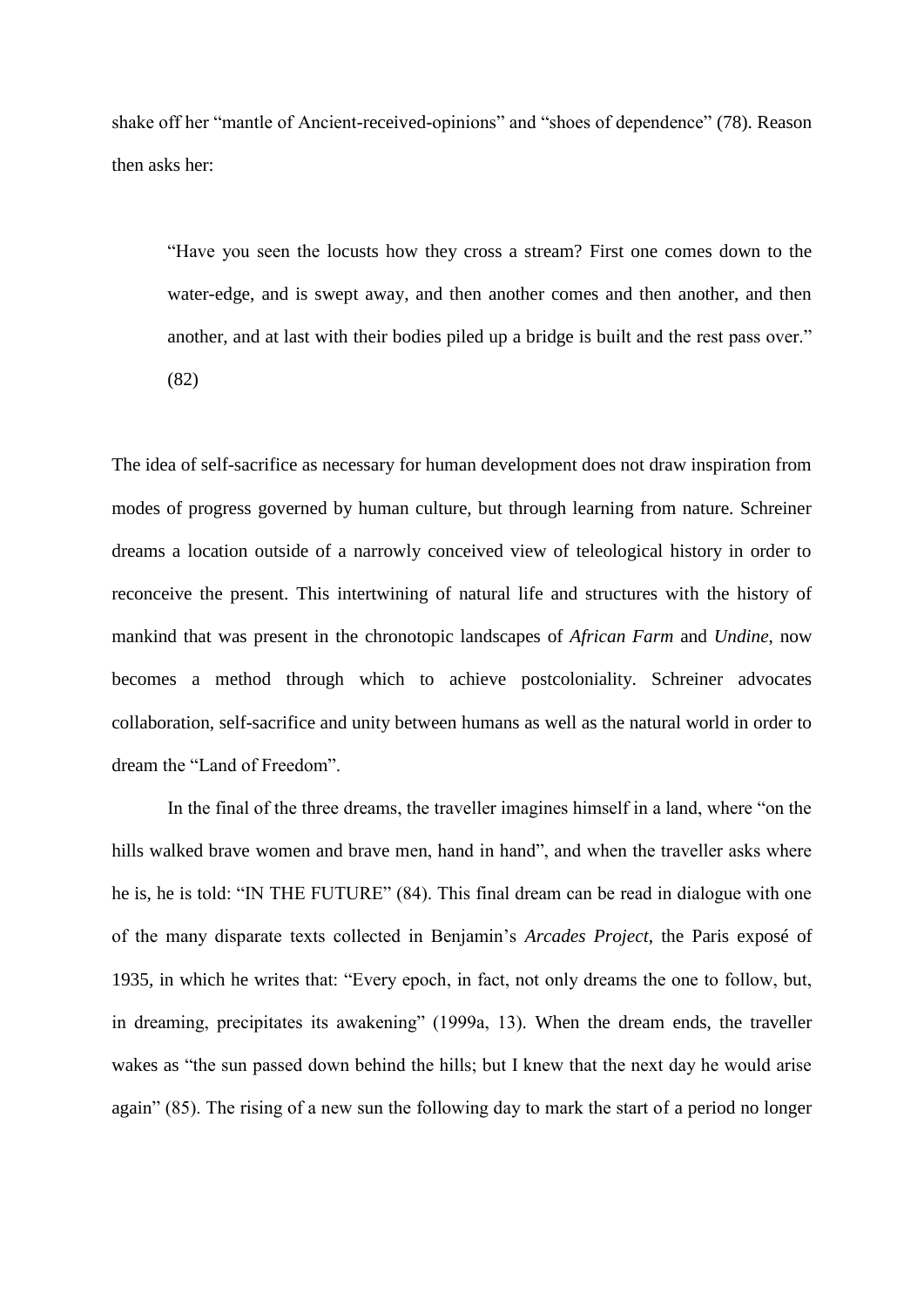shake off her "mantle of Ancient-received-opinions" and "shoes of dependence" (78). Reason then asks her:

> "Have you seen the locusts how they cross a stream? First one comes down to the water-edge, and is swept away, and then another comes and then another, and then another, and at last with their bodies piled up a bridge is built and the rest pass over." (82)

The idea of self-sacrifice as necessary for human development does not draw inspiration from modes of progress governed by human culture, but through learning from nature. Schreiner dreams a location outside of a narrowly conceived view of teleological history in order to reconceive the present. This intertwining of natural life and structures with the history of mankind that was present in the chronotopic landscapes of *African Farm* and *Undine*, now becomes a method through which to achieve postcoloniality. Schreiner advocates collaboration, self-sacrifice and unity between humans as well as the natural world in order to dream the "Land of Freedom".

In the final of the three dreams, the traveller imagines himself in a land, where "on the hills walked brave women and brave men, hand in hand", and when the traveller asks where he is, he is told: "IN THE FUTURE" (84). This final dream can be read in dialogue with one of the many disparate texts collected in Benjamin's *Arcades Project*, the Paris exposé of 1935, in which he writes that: "Every epoch, in fact, not only dreams the one to follow, but, in dreaming, precipitates its awakening" (1999a, 13). When the dream ends, the traveller wakes as "the sun passed down behind the hills; but I knew that the next day he would arise again" (85). The rising of a new sun the following day to mark the start of a period no longer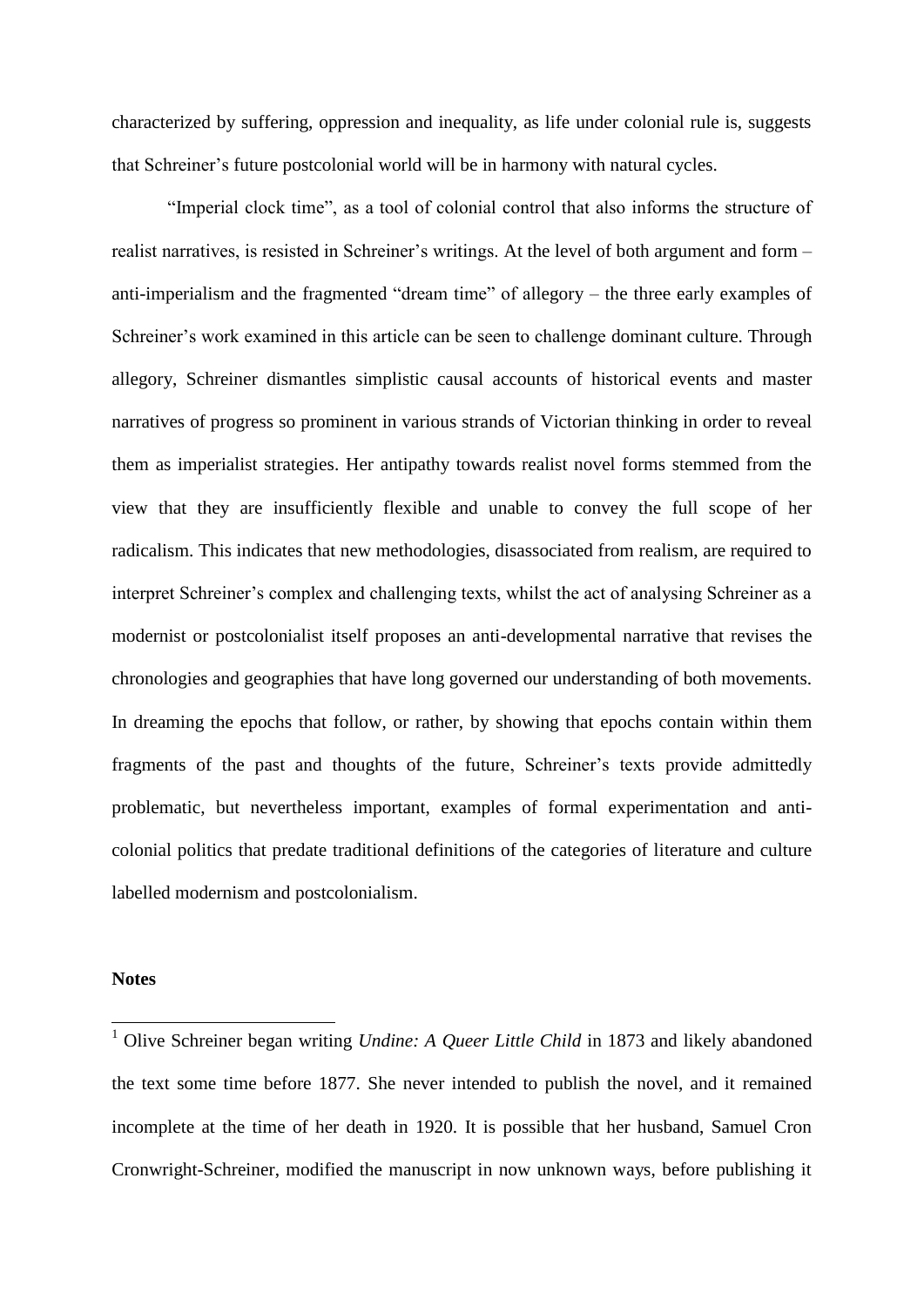characterized by suffering, oppression and inequality, as life under colonial rule is, suggests that Schreiner's future postcolonial world will be in harmony with natural cycles.

"Imperial clock time", as a tool of colonial control that also informs the structure of realist narratives, is resisted in Schreiner's writings. At the level of both argument and form – anti-imperialism and the fragmented "dream time" of allegory – the three early examples of Schreiner's work examined in this article can be seen to challenge dominant culture. Through allegory, Schreiner dismantles simplistic causal accounts of historical events and master narratives of progress so prominent in various strands of Victorian thinking in order to reveal them as imperialist strategies. Her antipathy towards realist novel forms stemmed from the view that they are insufficiently flexible and unable to convey the full scope of her radicalism. This indicates that new methodologies, disassociated from realism, are required to interpret Schreiner's complex and challenging texts, whilst the act of analysing Schreiner as a modernist or postcolonialist itself proposes an anti-developmental narrative that revises the chronologies and geographies that have long governed our understanding of both movements. In dreaming the epochs that follow, or rather, by showing that epochs contain within them fragments of the past and thoughts of the future, Schreiner's texts provide admittedly problematic, but nevertheless important, examples of formal experimentation and anti-colonial politics that predate traditional definitions of the categories of literature and culture labelled modernism and postcolonialism.

**Notes**

[1] Olive Schreiner began writing *Undine: A Queer Little Child* in 1873 and likely abandoned the text some time before 1877. She never intended to publish the novel, and it remained incomplete at the time of her death in 1920. It is possible that her husband, Samuel Cron Cronwright-Schreiner, modified the manuscript in now unknown ways, before publishing it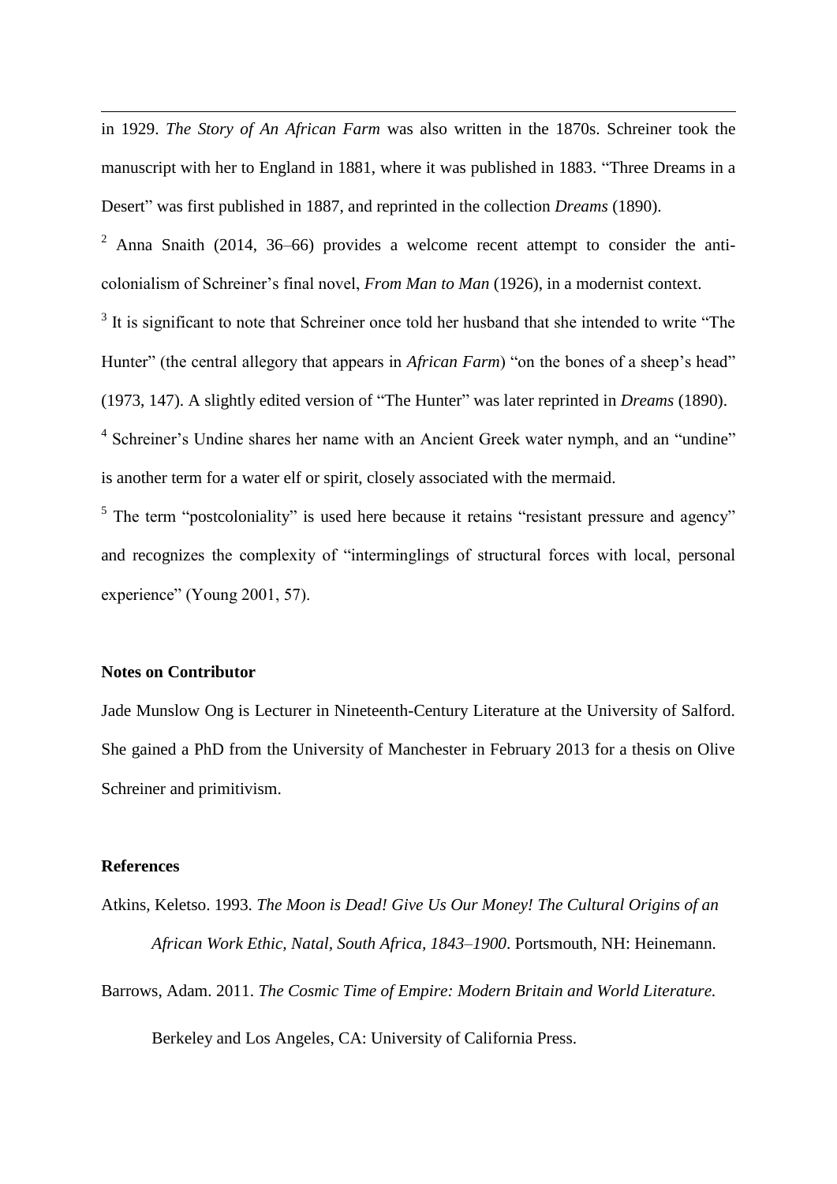in 1929. *The Story of An African Farm* was also written in the 1870s. Schreiner took the manuscript with her to England in 1881, where it was published in 1883. "Three Dreams in a Desert" was first published in 1887, and reprinted in the collection *Dreams* (1890).

[2] Anna Snaith (2014, 36–66) provides a welcome recent attempt to consider the anti-colonialism of Schreiner's final novel, *From Man to Man* (1926), in a modernist context.

[3] It is significant to note that Schreiner once told her husband that she intended to write "The Hunter" (the central allegory that appears in *African Farm*) "on the bones of a sheep's head" (1973, 147). A slightly edited version of "The Hunter" was later reprinted in *Dreams* (1890).

[4] Schreiner's Undine shares her name with an Ancient Greek water nymph, and an "undine" is another term for a water elf or spirit, closely associated with the mermaid.

[5] The term "postcoloniality" is used here because it retains "resistant pressure and agency" and recognizes the complexity of "interminglings of structural forces with local, personal experience" (Young 2001, 57).

**Notes on Contributor**

Jade Munslow Ong is Lecturer in Nineteenth-Century Literature at the University of Salford. She gained a PhD from the University of Manchester in February 2013 for a thesis on Olive Schreiner and primitivism.

**References**

Atkins, Keletso. 1993. *The Moon is Dead! Give Us Our Money! The Cultural Origins of an African Work Ethic, Natal, South Africa, 1843–1900*. Portsmouth, NH: Heinemann.

Barrows, Adam. 2011. *The Cosmic Time of Empire: Modern Britain and World Literature.* Berkeley and Los Angeles, CA: University of California Press.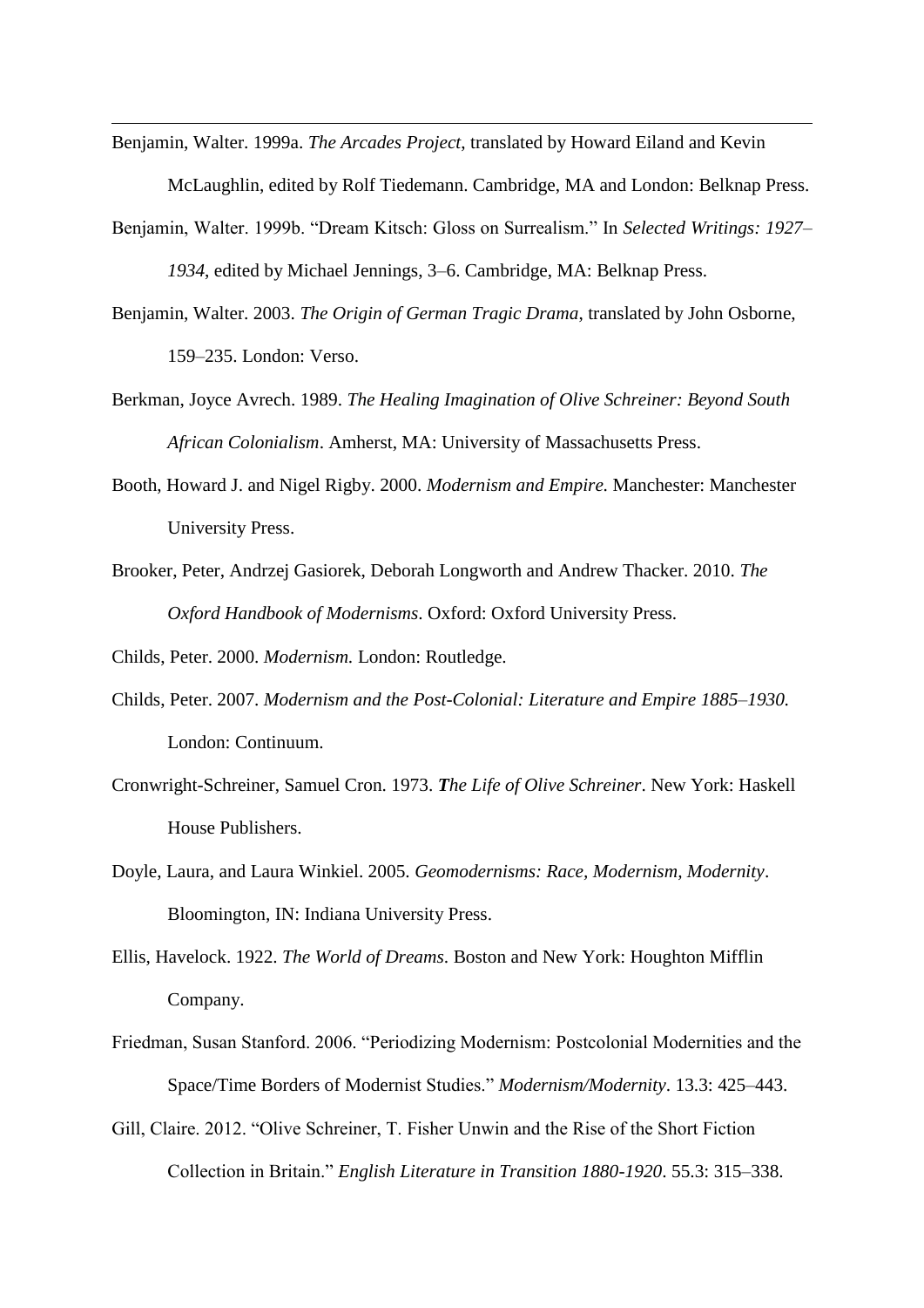Benjamin, Walter. 1999a. *The Arcades Project*, translated by Howard Eiland and Kevin McLaughlin, edited by Rolf Tiedemann. Cambridge, MA and London: Belknap Press.

Benjamin, Walter. 1999b. "Dream Kitsch: Gloss on Surrealism." In *Selected Writings: 1927–1934*, edited by Michael Jennings, 3–6. Cambridge, MA: Belknap Press.

Benjamin, Walter. 2003. *The Origin of German Tragic Drama*, translated by John Osborne, 159–235. London: Verso.

Berkman, Joyce Avrech. 1989. *The Healing Imagination of Olive Schreiner: Beyond South African Colonialism*. Amherst, MA: University of Massachusetts Press.

Booth, Howard J. and Nigel Rigby. 2000. *Modernism and Empire.* Manchester: Manchester University Press.

Brooker, Peter, Andrzej Gasiorek, Deborah Longworth and Andrew Thacker. 2010. *The Oxford Handbook of Modernisms*. Oxford: Oxford University Press.

Childs, Peter. 2000. *Modernism.* London: Routledge.

Childs, Peter. 2007. *Modernism and the Post-Colonial: Literature and Empire 1885–1930.* London: Continuum.

Cronwright-Schreiner, Samuel Cron. 1973. ***T**he Life of Olive Schreiner*. New York: Haskell House Publishers.

Doyle, Laura, and Laura Winkiel. 2005. *Geomodernisms: Race, Modernism, Modernity*. Bloomington, IN: Indiana University Press.

Ellis, Havelock. 1922. *The World of Dreams*. Boston and New York: Houghton Mifflin Company.

Friedman, Susan Stanford. 2006. "Periodizing Modernism: Postcolonial Modernities and the Space/Time Borders of Modernist Studies." *Modernism/Modernity*. 13.3: 425–443.

Gill, Claire. 2012. "Olive Schreiner, T. Fisher Unwin and the Rise of the Short Fiction Collection in Britain." *English Literature in Transition 1880-1920*. 55.3: 315–338.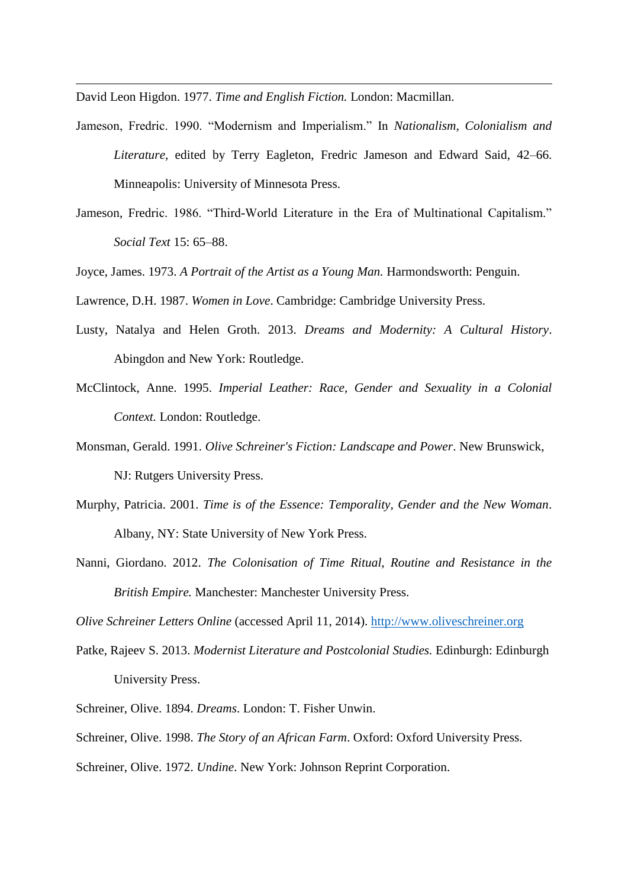David Leon Higdon. 1977. *Time and English Fiction.* London: Macmillan.

Jameson, Fredric. 1990. "Modernism and Imperialism." In *Nationalism, Colonialism and Literature*, edited by Terry Eagleton, Fredric Jameson and Edward Said, 42–66. Minneapolis: University of Minnesota Press.

Jameson, Fredric. 1986. "Third-World Literature in the Era of Multinational Capitalism." *Social Text* 15: 65–88.

Joyce, James. 1973. *A Portrait of the Artist as a Young Man.* Harmondsworth: Penguin.

Lawrence, D.H. 1987. *Women in Love*. Cambridge: Cambridge University Press.

Lusty, Natalya and Helen Groth. 2013. *Dreams and Modernity: A Cultural History*. Abingdon and New York: Routledge.

McClintock, Anne. 1995. *Imperial Leather: Race, Gender and Sexuality in a Colonial Context.* London: Routledge.

Monsman, Gerald. 1991. *Olive Schreiner's Fiction: Landscape and Power*. New Brunswick, NJ: Rutgers University Press.

Murphy, Patricia. 2001. *Time is of the Essence: Temporality, Gender and the New Woman*. Albany, NY: State University of New York Press.

Nanni, Giordano. 2012. *The Colonisation of Time Ritual, Routine and Resistance in the British Empire.* Manchester: Manchester University Press.

*Olive Schreiner Letters Online* (accessed April 11, 2014). http://www.oliveschreiner.org

Patke, Rajeev S. 2013. *Modernist Literature and Postcolonial Studies.* Edinburgh: Edinburgh University Press.

Schreiner, Olive. 1894. *Dreams*. London: T. Fisher Unwin.

Schreiner, Olive. 1998. *The Story of an African Farm*. Oxford: Oxford University Press.

Schreiner, Olive. 1972. *Undine*. New York: Johnson Reprint Corporation.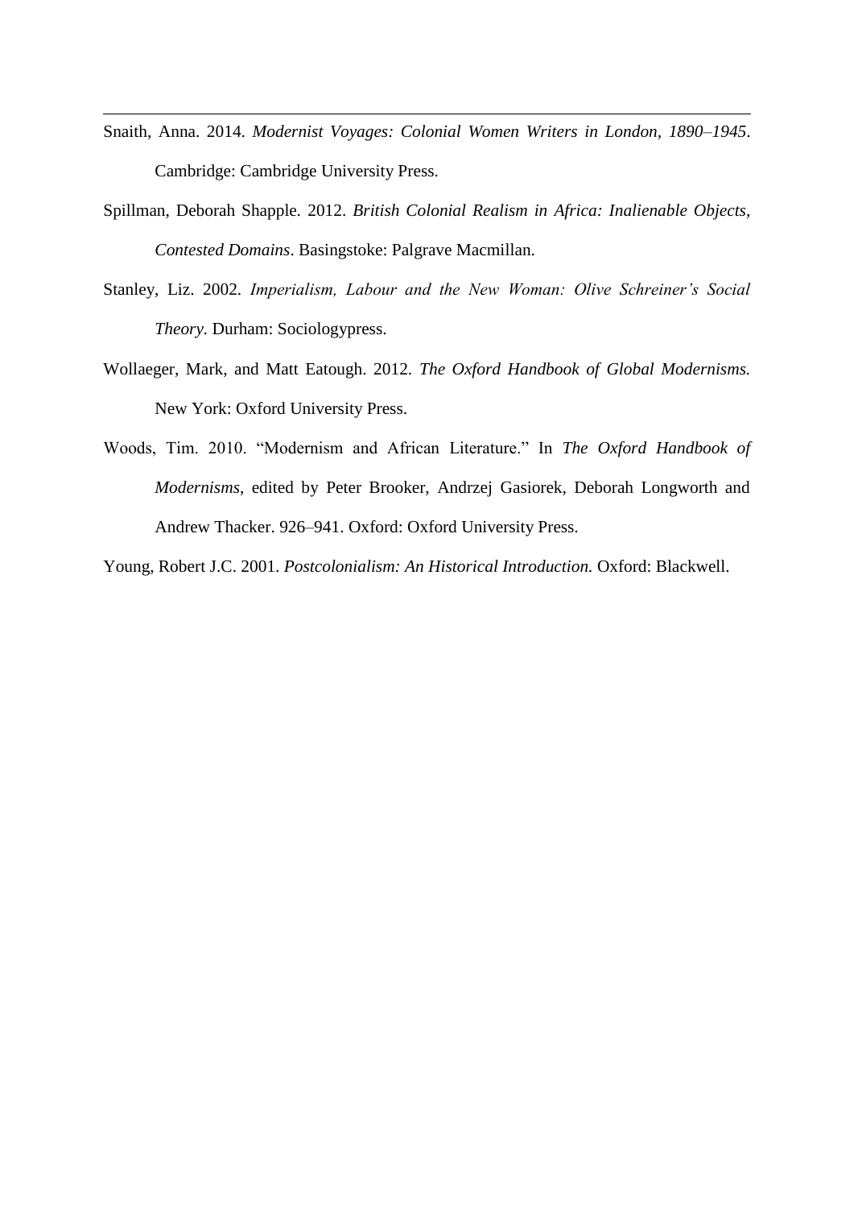Snaith, Anna. 2014. *Modernist Voyages: Colonial Women Writers in London, 1890–1945*. Cambridge: Cambridge University Press.

Spillman, Deborah Shapple. 2012. *British Colonial Realism in Africa: Inalienable Objects, Contested Domains*. Basingstoke: Palgrave Macmillan.

Stanley, Liz. 2002. *Imperialism, Labour and the New Woman: Olive Schreiner's Social Theory*. Durham: Sociologypress.

Wollaeger, Mark, and Matt Eatough. 2012. *The Oxford Handbook of Global Modernisms.* New York: Oxford University Press.

Woods, Tim. 2010. "Modernism and African Literature." In *The Oxford Handbook of Modernisms*, edited by Peter Brooker, Andrzej Gasiorek, Deborah Longworth and Andrew Thacker. 926–941. Oxford: Oxford University Press.

Young, Robert J.C. 2001. *Postcolonialism: An Historical Introduction.* Oxford: Blackwell.